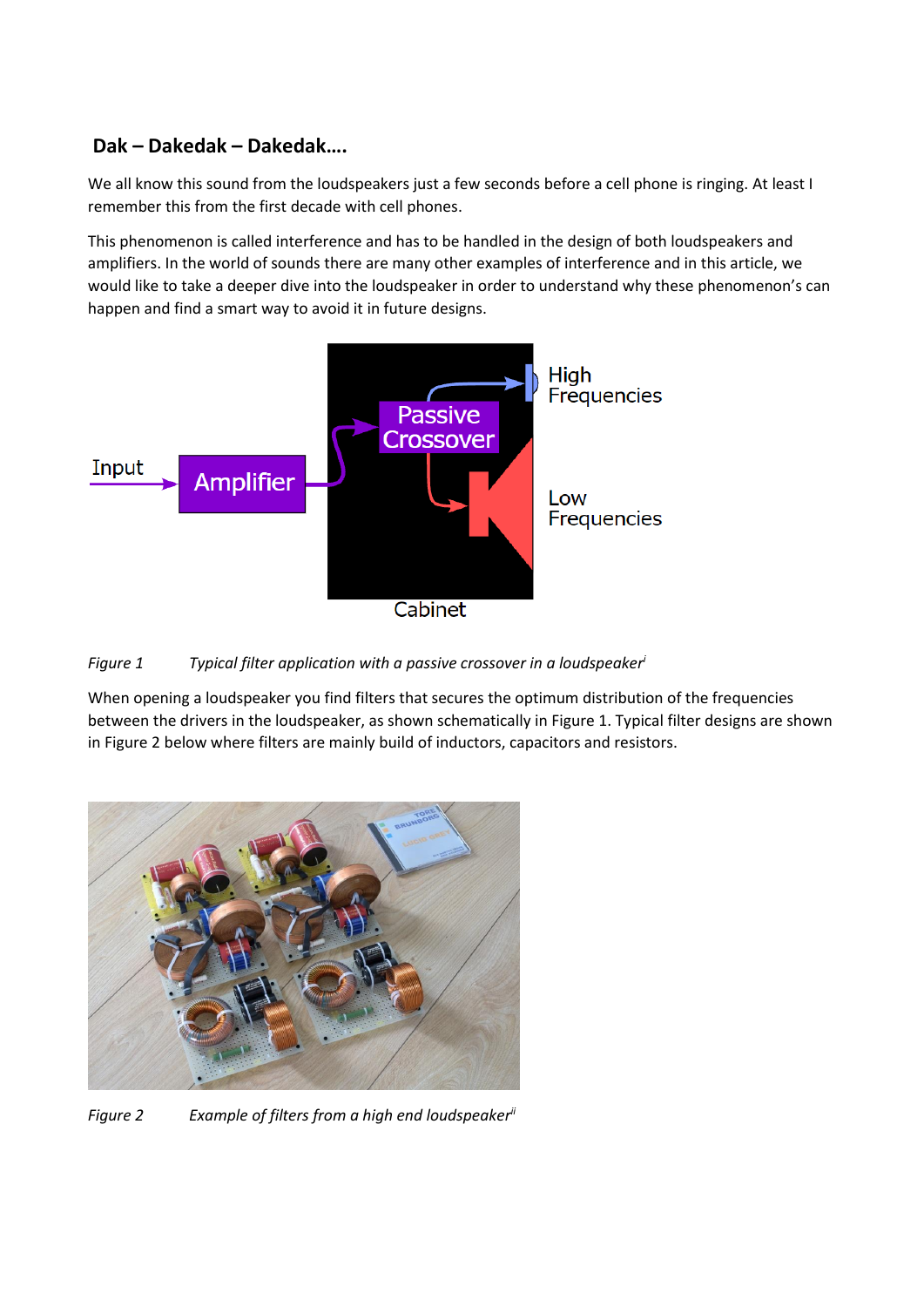## Dak – Dakedak – Dakedak….

We all know this sound from the loudspeakers just a few seconds before a cell phone is ringing. At least I remember this from the first decade with cell phones.

This phenomenon is called interference and has to be handled in the design of both loudspeakers and amplifiers. In the world of sounds there are many other examples of interference and in this article, we would like to take a deeper dive into the loudspeaker in order to understand why these phenomenon's can happen and find a smart way to avoid it in future designs.

*Figure 1 Typical filter application with a passive crossover in a loudspeaker*[i]

When opening a loudspeaker you find filters that secures the optimum distribution of the frequencies between the drivers in the loudspeaker, as shown schematically in Figure 1. Typical filter designs are shown in Figure 2 below where filters are mainly build of inductors, capacitors and resistors.

*Figure 2 Example of filters from a high end loudspeaker*[ii]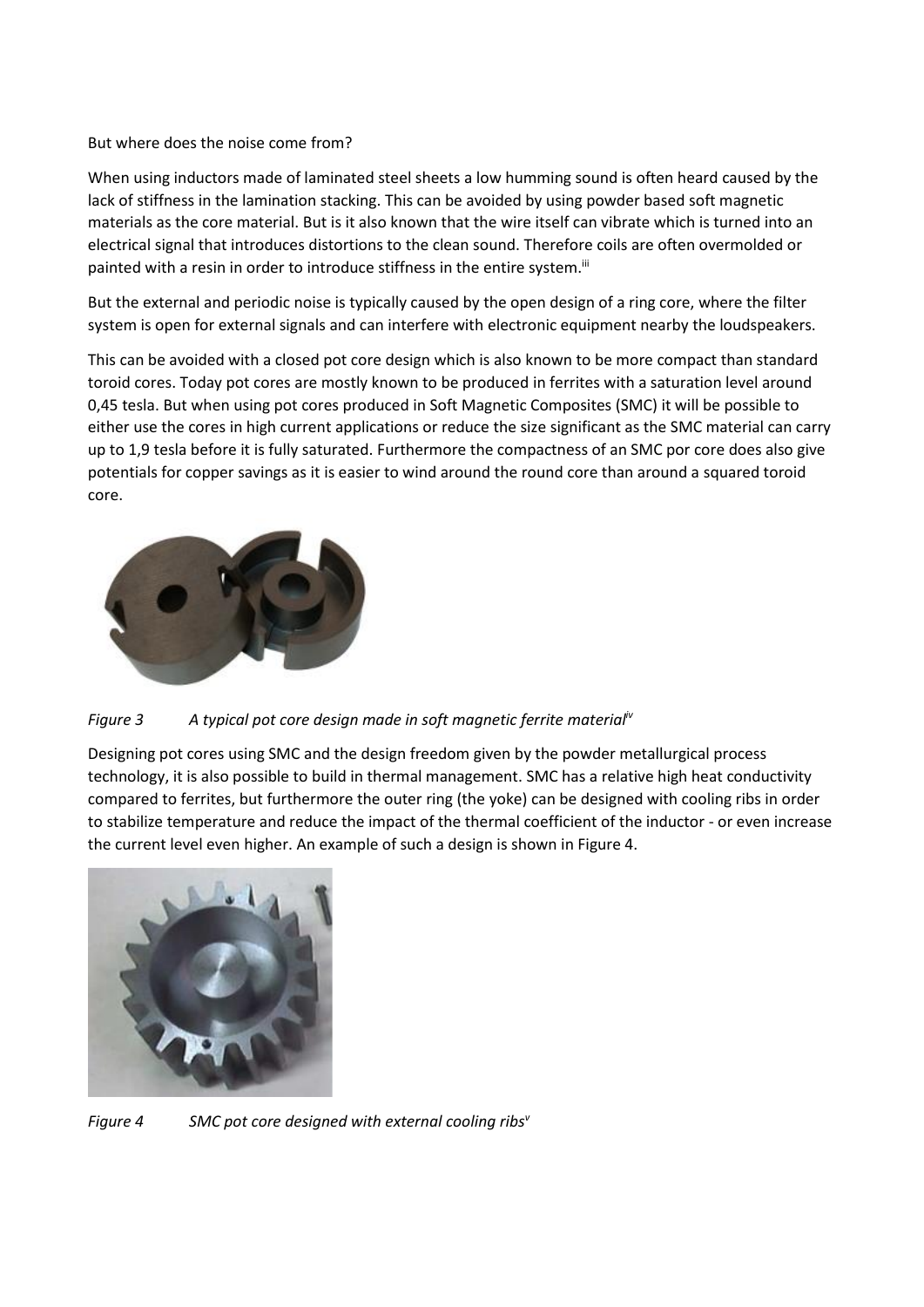But where does the noise come from?

When using inductors made of laminated steel sheets a low humming sound is often heard caused by the lack of stiffness in the lamination stacking. This can be avoided by using powder based soft magnetic materials as the core material. But is it also known that the wire itself can vibrate which is turned into an electrical signal that introduces distortions to the clean sound. Therefore coils are often overmolded or painted with a resin in order to introduce stiffness in the entire system.[iii]

But the external and periodic noise is typically caused by the open design of a ring core, where the filter system is open for external signals and can interfere with electronic equipment nearby the loudspeakers.

This can be avoided with a closed pot core design which is also known to be more compact than standard toroid cores. Today pot cores are mostly known to be produced in ferrites with a saturation level around 0,45 tesla. But when using pot cores produced in Soft Magnetic Composites (SMC) it will be possible to either use the cores in high current applications or reduce the size significant as the SMC material can carry up to 1,9 tesla before it is fully saturated. Furthermore the compactness of an SMC por core does also give potentials for copper savings as it is easier to wind around the round core than around a squared toroid core.

*Figure 3 A typical pot core design made in soft magnetic ferrite material*[iv]

Designing pot cores using SMC and the design freedom given by the powder metallurgical process technology, it is also possible to build in thermal management. SMC has a relative high heat conductivity compared to ferrites, but furthermore the outer ring (the yoke) can be designed with cooling ribs in order to stabilize temperature and reduce the impact of the thermal coefficient of the inductor - or even increase the current level even higher. An example of such a design is shown in Figure 4.

*Figure 4 SMC pot core designed with external cooling ribs*[v]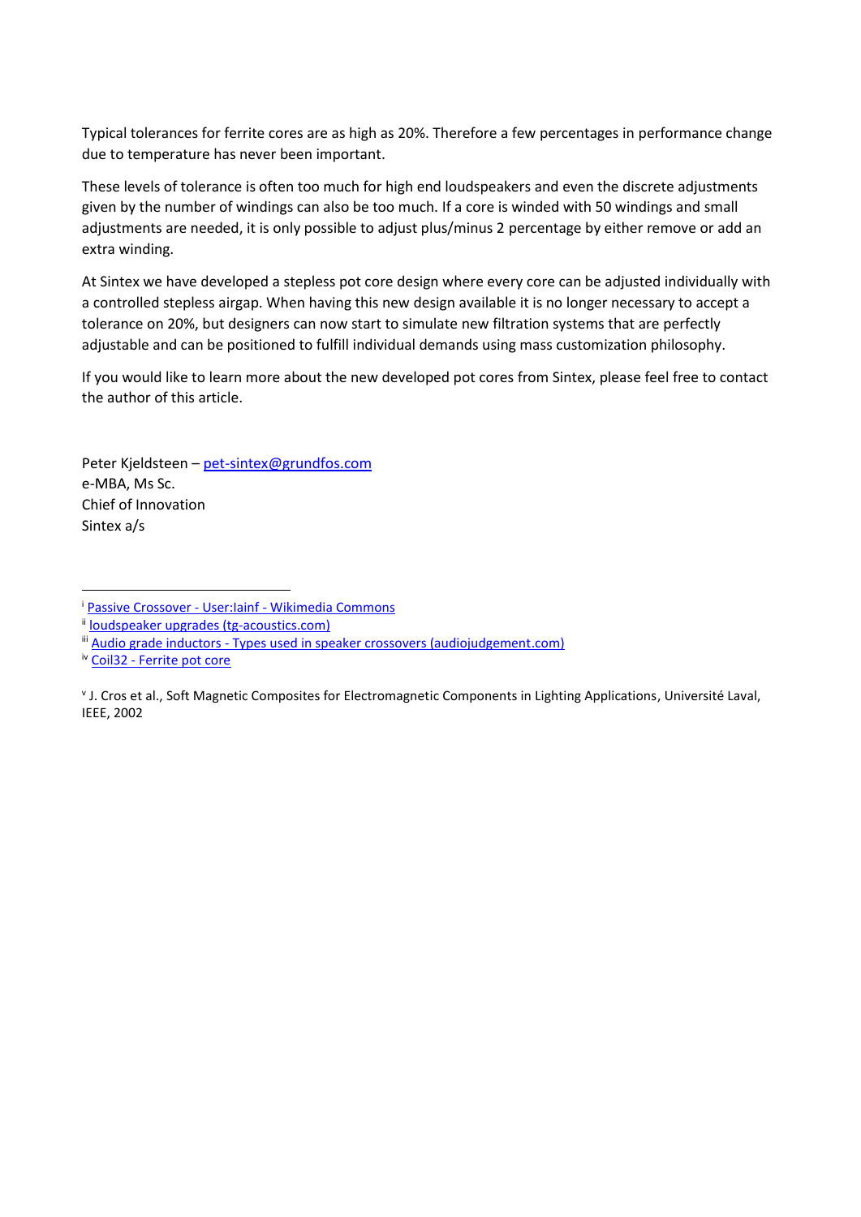Typical tolerances for ferrite cores are as high as 20%. Therefore a few percentages in performance change due to temperature has never been important.

These levels of tolerance is often too much for high end loudspeakers and even the discrete adjustments given by the number of windings can also be too much. If a core is winded with 50 windings and small adjustments are needed, it is only possible to adjust plus/minus 2 percentage by either remove or add an extra winding.

At Sintex we have developed a stepless pot core design where every core can be adjusted individually with a controlled stepless airgap. When having this new design available it is no longer necessary to accept a tolerance on 20%, but designers can now start to simulate new filtration systems that are perfectly adjustable and can be positioned to fulfill individual demands using mass customization philosophy.

If you would like to learn more about the new developed pot cores from Sintex, please feel free to contact the author of this article.

Peter Kjeldsteen – pet-sintex@grundfos.com
e-MBA, Ms Sc.
Chief of Innovation
Sintex a/s

---

[i] Passive Crossover - User:Iainf - Wikimedia Commons

[ii] loudspeaker upgrades (tg-acoustics.com)

[iii] Audio grade inductors - Types used in speaker crossovers (audiojudgement.com)

[iv] Coil32 - Ferrite pot core

[v] J. Cros et al., Soft Magnetic Composites for Electromagnetic Components in Lighting Applications, Université Laval, IEEE, 2002